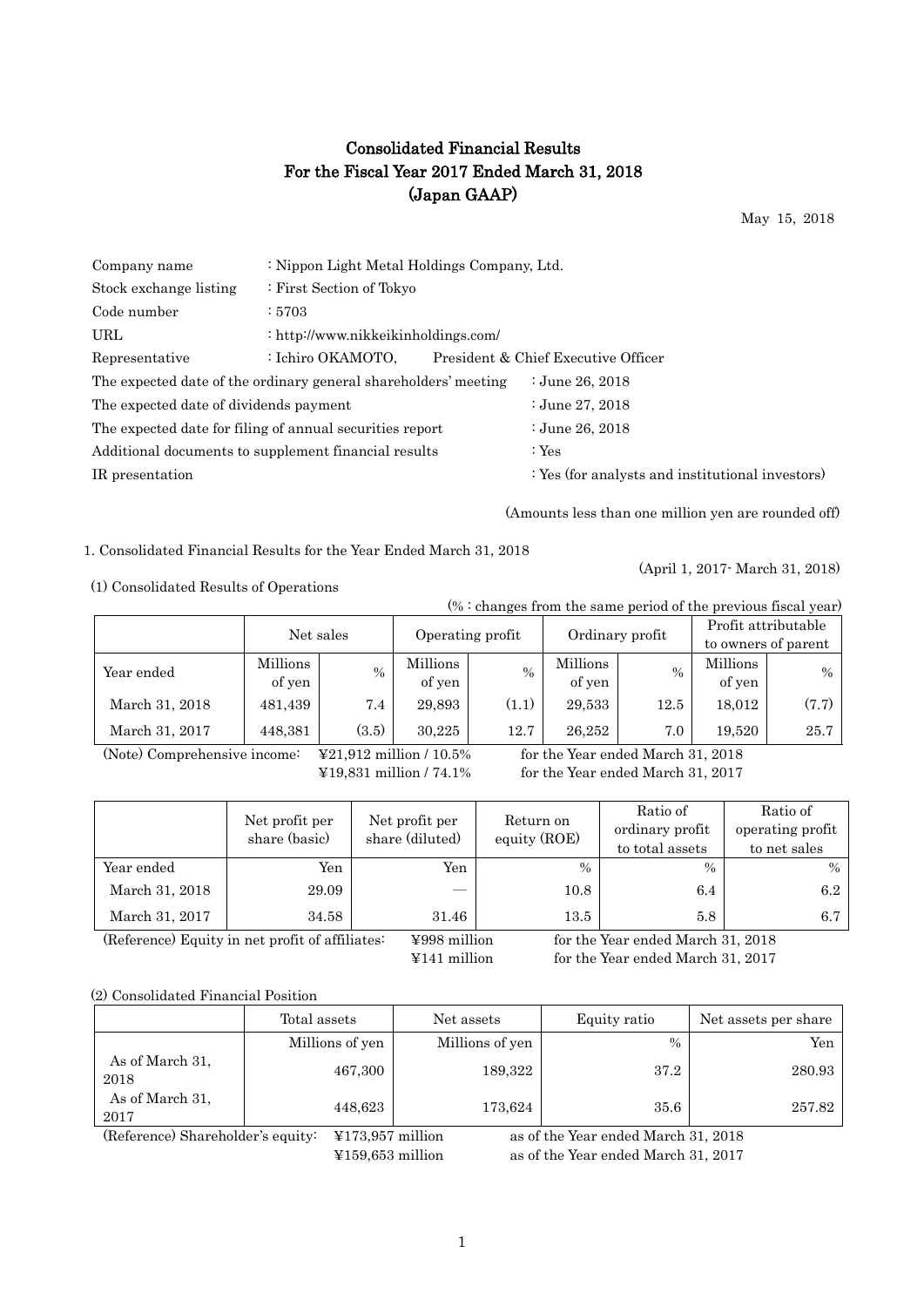# Consolidated Financial Results
# For the Fiscal Year 2017 Ended March 31, 2018
# (Japan GAAP)

May 15, 2018

| | |
|---|---|
| Company name | : Nippon Light Metal Holdings Company, Ltd. |
| Stock exchange listing | : First Section of Tokyo |
| Code number | : 5703 |
| URL | : http://www.nikkeikinholdings.com/ |
| Representative | : Ichiro OKAMOTO, President & Chief Executive Officer |

| | |
|---|---|
| The expected date of the ordinary general shareholders' meeting | : June 26, 2018 |
| The expected date of dividends payment | : June 27, 2018 |
| The expected date for filing of annual securities report | : June 26, 2018 |
| Additional documents to supplement financial results | : Yes |
| IR presentation | : Yes (for analysts and institutional investors) |

(Amounts less than one million yen are rounded off)

1. Consolidated Financial Results for the Year Ended March 31, 2018

(April 1, 2017- March 31, 2018)

(1) Consolidated Results of Operations

(% : changes from the same period of the previous fiscal year)

| | Net sales | | Operating profit | | Ordinary profit | | Profit attributable to owners of parent | |
|---|---|---|---|---|---|---|---|---|
| Year ended | Millions of yen | % | Millions of yen | % | Millions of yen | % | Millions of yen | % |
| March 31, 2018 | 481,439 | 7.4 | 29,893 | (1.1) | 29,533 | 12.5 | 18,012 | (7.7) |
| March 31, 2017 | 448,381 | (3.5) | 30,225 | 12.7 | 26,252 | 7.0 | 19,520 | 25.7 |

(Note) Comprehensive income: ¥21,912 million / 10.5% for the Year ended March 31, 2018
¥19,831 million / 74.1% for the Year ended March 31, 2017

| | Net profit per share (basic) | Net profit per share (diluted) | Return on equity (ROE) | Ratio of ordinary profit to total assets | Ratio of operating profit to net sales |
|---|---|---|---|---|---|
| Year ended | Yen | Yen | % | % | % |
| March 31, 2018 | 29.09 | — | 10.8 | 6.4 | 6.2 |
| March 31, 2017 | 34.58 | 31.46 | 13.5 | 5.8 | 6.7 |

(Reference) Equity in net profit of affiliates: ¥998 million for the Year ended March 31, 2018
¥141 million for the Year ended March 31, 2017

(2) Consolidated Financial Position

| | Total assets | Net assets | Equity ratio | Net assets per share |
|---|---|---|---|---|
| | Millions of yen | Millions of yen | % | Yen |
| As of March 31, 2018 | 467,300 | 189,322 | 37.2 | 280.93 |
| As of March 31, 2017 | 448,623 | 173,624 | 35.6 | 257.82 |

(Reference) Shareholder's equity: ¥173,957 million as of the Year ended March 31, 2018
¥159,653 million as of the Year ended March 31, 2017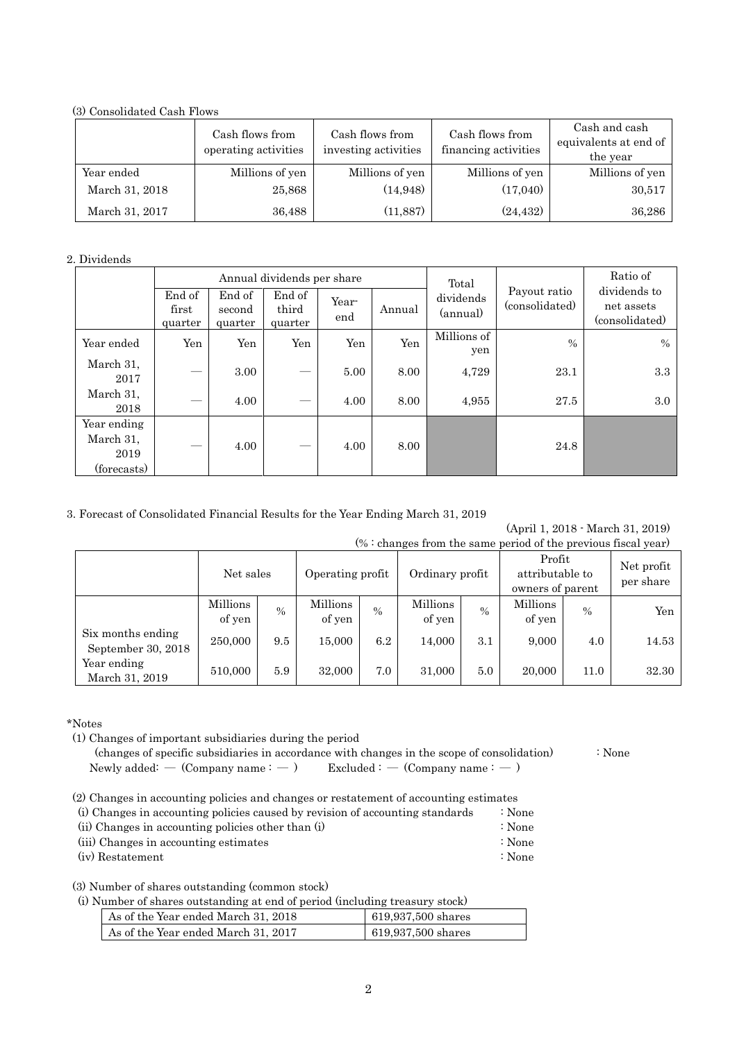(3) Consolidated Cash Flows

| | Cash flows from operating activities | Cash flows from investing activities | Cash flows from financing activities | Cash and cash equivalents at end of the year |
|---|---|---|---|---|
| Year ended | Millions of yen | Millions of yen | Millions of yen | Millions of yen |
| March 31, 2018 | 25,868 | (14,948) | (17,040) | 30,517 |
| March 31, 2017 | 36,488 | (11,887) | (24,432) | 36,286 |

2. Dividends

| | Annual dividends per share | | | | | Total dividends (annual) | Payout ratio (consolidated) | Ratio of dividends to net assets (consolidated) |
|---|---|---|---|---|---|---|---|---|
| | End of first quarter | End of second quarter | End of third quarter | Year-end | Annual | | | |
| Year ended | Yen | Yen | Yen | Yen | Yen | Millions of yen | % | % |
| March 31, 2017 | — | 3.00 | — | 5.00 | 8.00 | 4,729 | 23.1 | 3.3 |
| March 31, 2018 | — | 4.00 | — | 4.00 | 8.00 | 4,955 | 27.5 | 3.0 |
| Year ending March 31, 2019 (forecasts) | — | 4.00 | — | 4.00 | 8.00 | | 24.8 | |

3. Forecast of Consolidated Financial Results for the Year Ending March 31, 2019

(April 1, 2018 - March 31, 2019)

(% : changes from the same period of the previous fiscal year)

| | Net sales | | Operating profit | | Ordinary profit | | Profit attributable to owners of parent | | Net profit per share |
|---|---|---|---|---|---|---|---|---|---|
| | Millions of yen | % | Millions of yen | % | Millions of yen | % | Millions of yen | % | Yen |
| Six months ending September 30, 2018 | 250,000 | 9.5 | 15,000 | 6.2 | 14,000 | 3.1 | 9,000 | 4.0 | 14.53 |
| Year ending March 31, 2019 | 510,000 | 5.9 | 32,000 | 7.0 | 31,000 | 5.0 | 20,000 | 11.0 | 32.30 |

*Notes

(1) Changes of important subsidiaries during the period
(changes of specific subsidiaries in accordance with changes in the scope of consolidation) : None
Newly added: — (Company name : — ) Excluded : — (Company name : — )

(2) Changes in accounting policies and changes or restatement of accounting estimates
(i) Changes in accounting policies caused by revision of accounting standards : None
(ii) Changes in accounting policies other than (i) : None
(iii) Changes in accounting estimates : None
(iv) Restatement : None

(3) Number of shares outstanding (common stock)
(i) Number of shares outstanding at end of period (including treasury stock)

| | |
|---|---|
| As of the Year ended March 31, 2018 | 619,937,500 shares |
| As of the Year ended March 31, 2017 | 619,937,500 shares |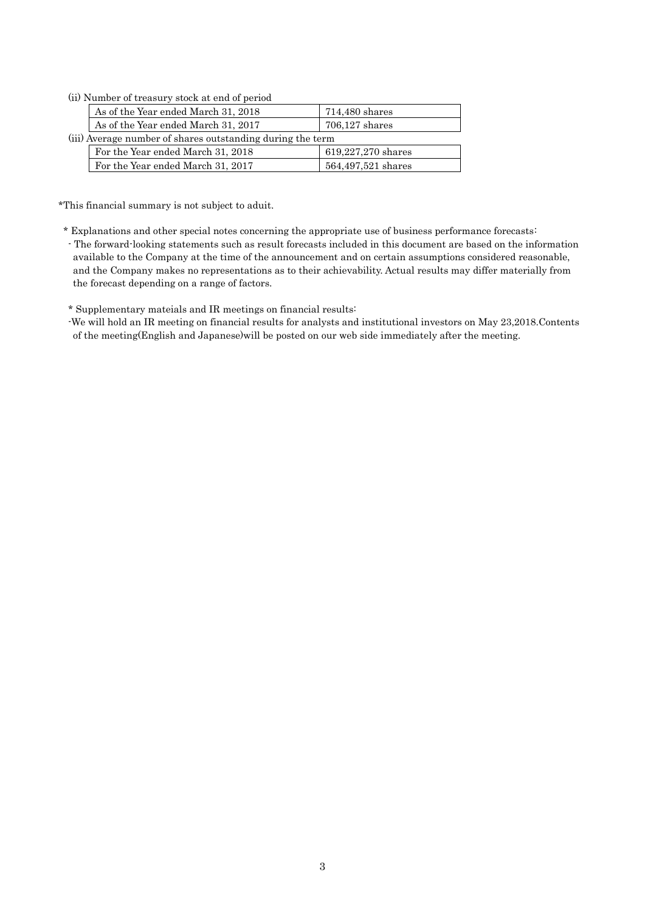(ii) Number of treasury stock at end of period

| | |
|---|---|
| As of the Year ended March 31, 2018 | 714,480 shares |
| As of the Year ended March 31, 2017 | 706,127 shares |

(iii) Average number of shares outstanding during the term

| | |
|---|---|
| For the Year ended March 31, 2018 | 619,227,270 shares |
| For the Year ended March 31, 2017 | 564,497,521 shares |

*This financial summary is not subject to aduit.

* Explanations and other special notes concerning the appropriate use of business performance forecasts:

- The forward-looking statements such as result forecasts included in this document are based on the information available to the Company at the time of the announcement and on certain assumptions considered reasonable, and the Company makes no representations as to their achievability. Actual results may differ materially from the forecast depending on a range of factors.

* Supplementary mateials and IR meetings on financial results:

-We will hold an IR meeting on financial results for analysts and institutional investors on May 23,2018.Contents of the meeting(English and Japanese)will be posted on our web side immediately after the meeting.